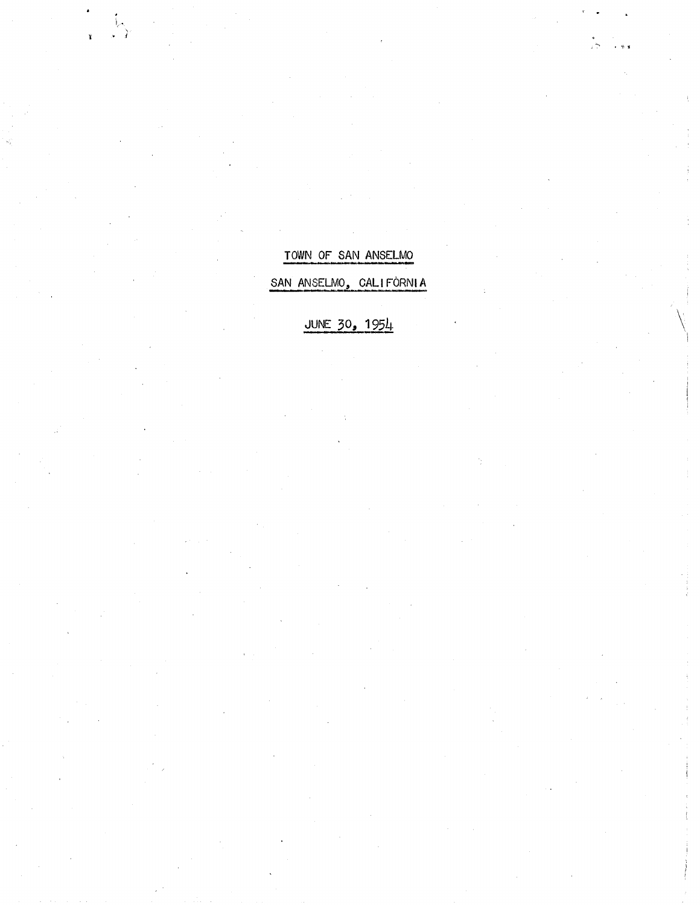# TOWN OF SAN ANSELMO

## SAN ANSELMO, CALIFORNIA

## JUNE 30, 1954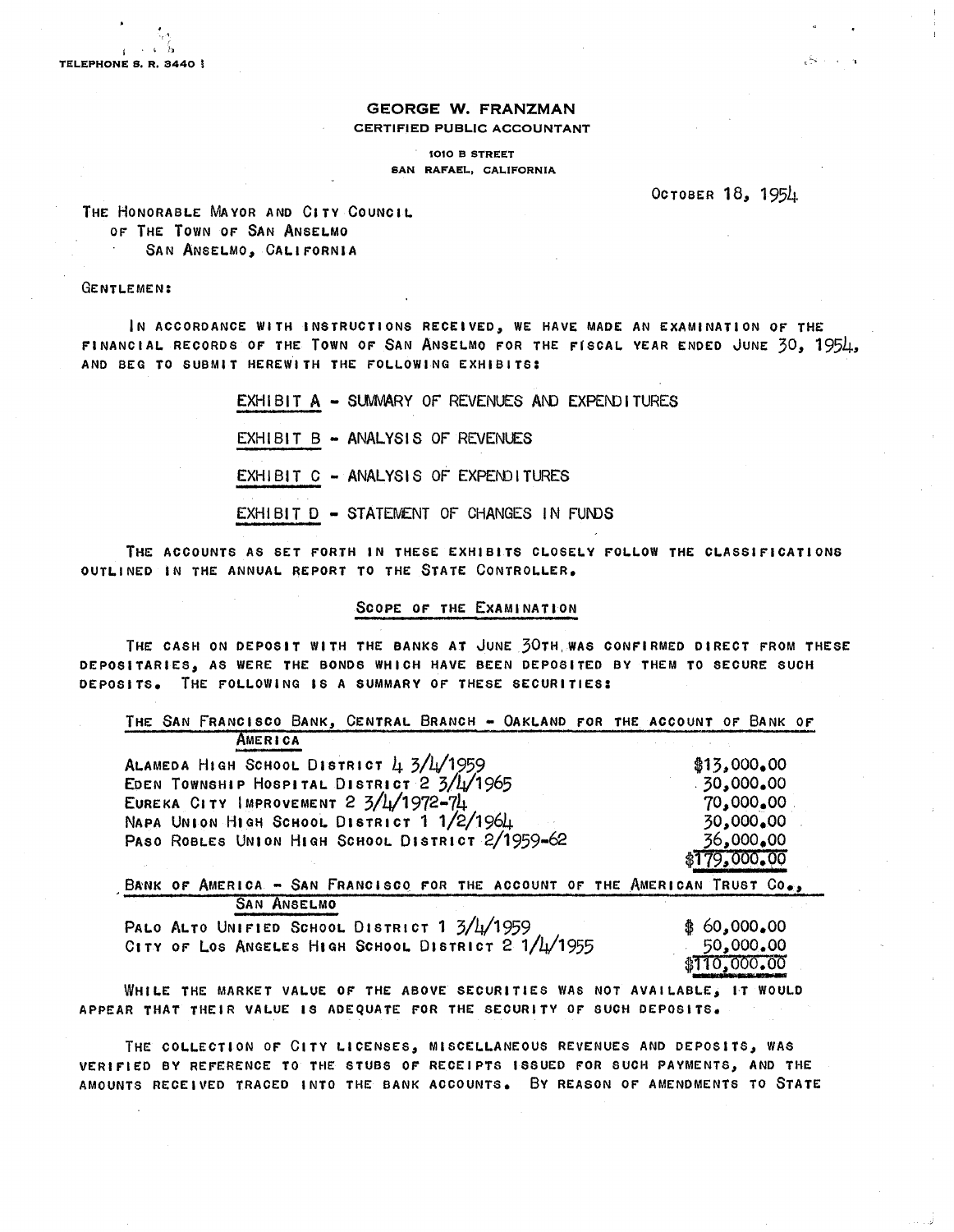TELEPHONE S. R. 3440

**GEORGE W. FRANZMAN**
CERTIFIED PUBLIC ACCOUNTANT
1010 B STREET
SAN RAFAEL, CALIFORNIA

OCTOBER 18, 1954

THE HONORABLE MAYOR AND CITY COUNCIL
OF THE TOWN OF SAN ANSELMO
SAN ANSELMO, CALIFORNIA

GENTLEMEN:

IN ACCORDANCE WITH INSTRUCTIONS RECEIVED, WE HAVE MADE AN EXAMINATION OF THE FINANCIAL RECORDS OF THE TOWN OF SAN ANSELMO FOR THE FISCAL YEAR ENDED JUNE 30, 1954, AND BEG TO SUBMIT HEREWITH THE FOLLOWING EXHIBITS:

EXHIBIT A - SUMMARY OF REVENUES AND EXPENDITURES

EXHIBIT B - ANALYSIS OF REVENUES

EXHIBIT C - ANALYSIS OF EXPENDITURES

EXHIBIT D - STATEMENT OF CHANGES IN FUNDS

THE ACCOUNTS AS SET FORTH IN THESE EXHIBITS CLOSELY FOLLOW THE CLASSIFICATIONS OUTLINED IN THE ANNUAL REPORT TO THE STATE CONTROLLER.

## SCOPE OF THE EXAMINATION

THE CASH ON DEPOSIT WITH THE BANKS AT JUNE 30TH WAS CONFIRMED DIRECT FROM THESE DEPOSITARIES, AS WERE THE BONDS WHICH HAVE BEEN DEPOSITED BY THEM TO SECURE SUCH DEPOSITS. THE FOLLOWING IS A SUMMARY OF THESE SECURITIES:

| THE SAN FRANCISCO BANK, CENTRAL BRANCH - OAKLAND FOR THE ACCOUNT OF BANK OF AMERICA | |
|---|---|
| ALAMEDA HIGH SCHOOL DISTRICT 4 3/4/1959 | $13,000.00 |
| EDEN TOWNSHIP HOSPITAL DISTRICT 2 3/4/1965 | 30,000.00 |
| EUREKA CITY IMPROVEMENT 2 3/4/1972-74 | 70,000.00 |
| NAPA UNION HIGH SCHOOL DISTRICT 1 1/2/1964 | 30,000.00 |
| PASO ROBLES UNION HIGH SCHOOL DISTRICT 2/1959-62 | 36,000.00 |
| | $179,000.00 |

| BANK OF AMERICA - SAN FRANCISCO FOR THE ACCOUNT OF THE AMERICAN TRUST CO., SAN ANSELMO | |
|---|---|
| PALO ALTO UNIFIED SCHOOL DISTRICT 1 3/4/1959 | $ 60,000.00 |
| CITY OF LOS ANGELES HIGH SCHOOL DISTRICT 2 1/4/1955 | 50,000.00 |
| | $110,000.00 |

WHILE THE MARKET VALUE OF THE ABOVE SECURITIES WAS NOT AVAILABLE, IT WOULD APPEAR THAT THEIR VALUE IS ADEQUATE FOR THE SECURITY OF SUCH DEPOSITS.

THE COLLECTION OF CITY LICENSES, MISCELLANEOUS REVENUES AND DEPOSITS, WAS VERIFIED BY REFERENCE TO THE STUBS OF RECEIPTS ISSUED FOR SUCH PAYMENTS, AND THE AMOUNTS RECEIVED TRACED INTO THE BANK ACCOUNTS. BY REASON OF AMENDMENTS TO STATE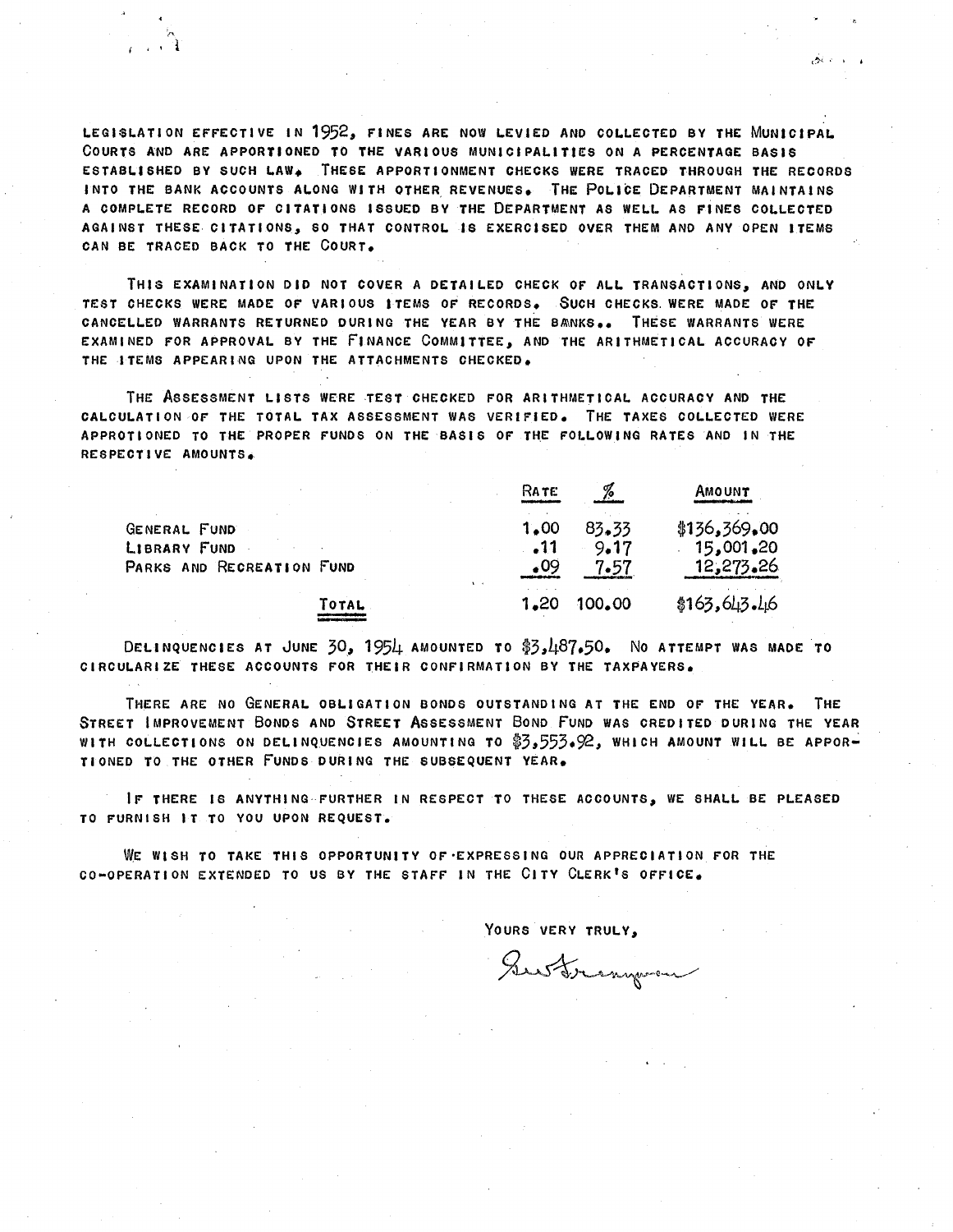LEGISLATION EFFECTIVE IN 1952, FINES ARE NOW LEVIED AND COLLECTED BY THE MUNICIPAL COURTS AND ARE APPORTIONED TO THE VARIOUS MUNICIPALITIES ON A PERCENTAGE BASIS ESTABLISHED BY SUCH LAW. THESE APPORTIONMENT CHECKS WERE TRACED THROUGH THE RECORDS INTO THE BANK ACCOUNTS ALONG WITH OTHER REVENUES. THE POLICE DEPARTMENT MAINTAINS A COMPLETE RECORD OF CITATIONS ISSUED BY THE DEPARTMENT AS WELL AS FINES COLLECTED AGAINST THESE CITATIONS, SO THAT CONTROL IS EXERCISED OVER THEM AND ANY OPEN ITEMS CAN BE TRACED BACK TO THE COURT.

THIS EXAMINATION DID NOT COVER A DETAILED CHECK OF ALL TRANSACTIONS, AND ONLY TEST CHECKS WERE MADE OF VARIOUS ITEMS OF RECORDS. SUCH CHECKS WERE MADE OF THE CANCELLED WARRANTS RETURNED DURING THE YEAR BY THE BANKS.. THESE WARRANTS WERE EXAMINED FOR APPROVAL BY THE FINANCE COMMITTEE, AND THE ARITHMETICAL ACCURACY OF THE ITEMS APPEARING UPON THE ATTACHMENTS CHECKED.

THE ASSESSMENT LISTS WERE TEST CHECKED FOR ARITHMETICAL ACCURACY AND THE CALCULATION OF THE TOTAL TAX ASSESSMENT WAS VERIFIED. THE TAXES COLLECTED WERE APPROTIONED TO THE PROPER FUNDS ON THE BASIS OF THE FOLLOWING RATES AND IN THE RESPECTIVE AMOUNTS.

| | RATE | % | AMOUNT |
|---|---|---|---|
| GENERAL FUND | 1.00 | 83.33 | $136,369.00 |
| LIBRARY FUND | .11 | 9.17 | 15,001.20 |
| PARKS AND RECREATION FUND | .09 | 7.57 | 12,273.26 |
| TOTAL | 1.20 | 100.00 | $163,643.46 |

DELINQUENCIES AT JUNE 30, 1954 AMOUNTED TO $3,487.50. NO ATTEMPT WAS MADE TO CIRCULARIZE THESE ACCOUNTS FOR THEIR CONFIRMATION BY THE TAXPAYERS.

THERE ARE NO GENERAL OBLIGATION BONDS OUTSTANDING AT THE END OF THE YEAR. THE STREET IMPROVEMENT BONDS AND STREET ASSESSMENT BOND FUND WAS CREDITED DURING THE YEAR WITH COLLECTIONS ON DELINQUENCIES AMOUNTING TO $3,553.92, WHICH AMOUNT WILL BE APPORTIONED TO THE OTHER FUNDS DURING THE SUBSEQUENT YEAR.

IF THERE IS ANYTHING FURTHER IN RESPECT TO THESE ACCOUNTS, WE SHALL BE PLEASED TO FURNISH IT TO YOU UPON REQUEST.

WE WISH TO TAKE THIS OPPORTUNITY OF EXPRESSING OUR APPRECIATION FOR THE CO-OPERATION EXTENDED TO US BY THE STAFF IN THE CITY CLERK'S OFFICE.

YOURS VERY TRULY,

[signature]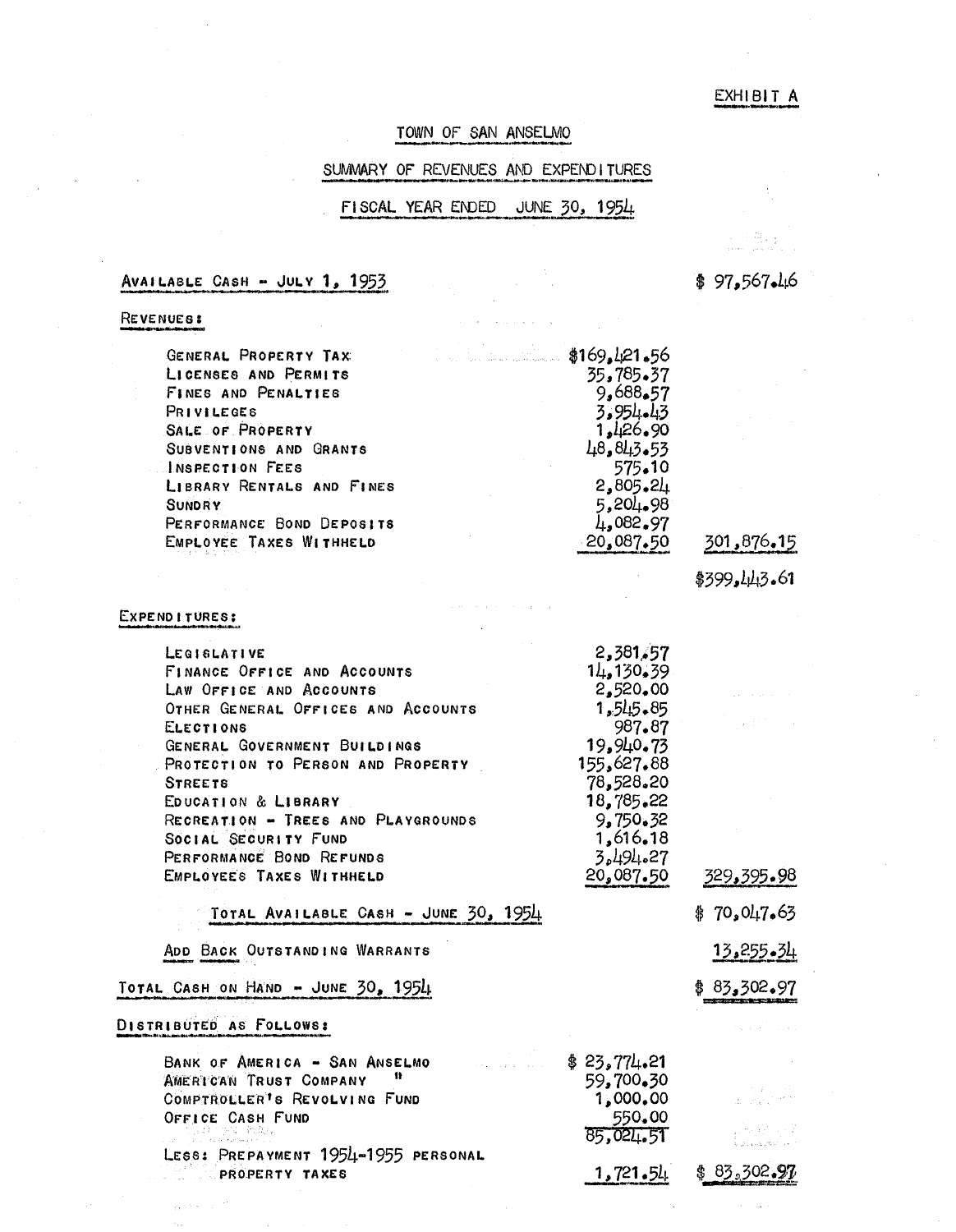EXHIBIT A

# TOWN OF SAN ANSELMO

## SUMMARY OF REVENUES AND EXPENDITURES

## FISCAL YEAR ENDED JUNE 30, 1954

| | | |
|---|---|---|
| AVAILABLE CASH - JULY 1, 1953 | | $ 97,567.46 |
| **REVENUES:** | | |
| GENERAL PROPERTY TAX | $169,421.56 | |
| LICENSES AND PERMITS | 35,785.37 | |
| FINES AND PENALTIES | 9,688.57 | |
| PRIVILEGES | 3,954.43 | |
| SALE OF PROPERTY | 1,426.90 | |
| SUBVENTIONS AND GRANTS | 48,843.53 | |
| INSPECTION FEES | 575.10 | |
| LIBRARY RENTALS AND FINES | 2,805.24 | |
| SUNDRY | 5,204.98 | |
| PERFORMANCE BOND DEPOSITS | 4,082.97 | |
| EMPLOYEE TAXES WITHHELD | 20,087.50 | 301,876.15 |
| | | $399,443.61 |
| **EXPENDITURES:** | | |
| LEGISLATIVE | 2,381.57 | |
| FINANCE OFFICE AND ACCOUNTS | 14,130.39 | |
| LAW OFFICE AND ACCOUNTS | 2,520.00 | |
| OTHER GENERAL OFFICES AND ACCOUNTS | 1,545.85 | |
| ELECTIONS | 987.87 | |
| GENERAL GOVERNMENT BUILDINGS | 19,940.73 | |
| PROTECTION TO PERSON AND PROPERTY | 155,627.88 | |
| STREETS | 78,528.20 | |
| EDUCATION & LIBRARY | 18,785.22 | |
| RECREATION - TREES AND PLAYGROUNDS | 9,750.32 | |
| SOCIAL SECURITY FUND | 1,616.18 | |
| PERFORMANCE BOND REFUNDS | 3,494.27 | |
| EMPLOYEES TAXES WITHHELD | 20,087.50 | 329,395.98 |
| TOTAL AVAILABLE CASH - JUNE 30, 1954 | | $ 70,047.63 |
| ADD BACK OUTSTANDING WARRANTS | | 13,255.34 |
| TOTAL CASH ON HAND - JUNE 30, 1954 | | $ 83,302.97 |
| **DISTRIBUTED AS FOLLOWS:** | | |
| BANK OF AMERICA - SAN ANSELMO | $ 23,774.21 | |
| AMERICAN TRUST COMPANY " | 59,700.30 | |
| COMPTROLLER'S REVOLVING FUND | 1,000.00 | |
| OFFICE CASH FUND | 550.00 | |
| | 85,024.51 | |
| LESS: PREPAYMENT 1954-1955 PERSONAL PROPERTY TAXES | 1,721.54 | $ 83,302.97 |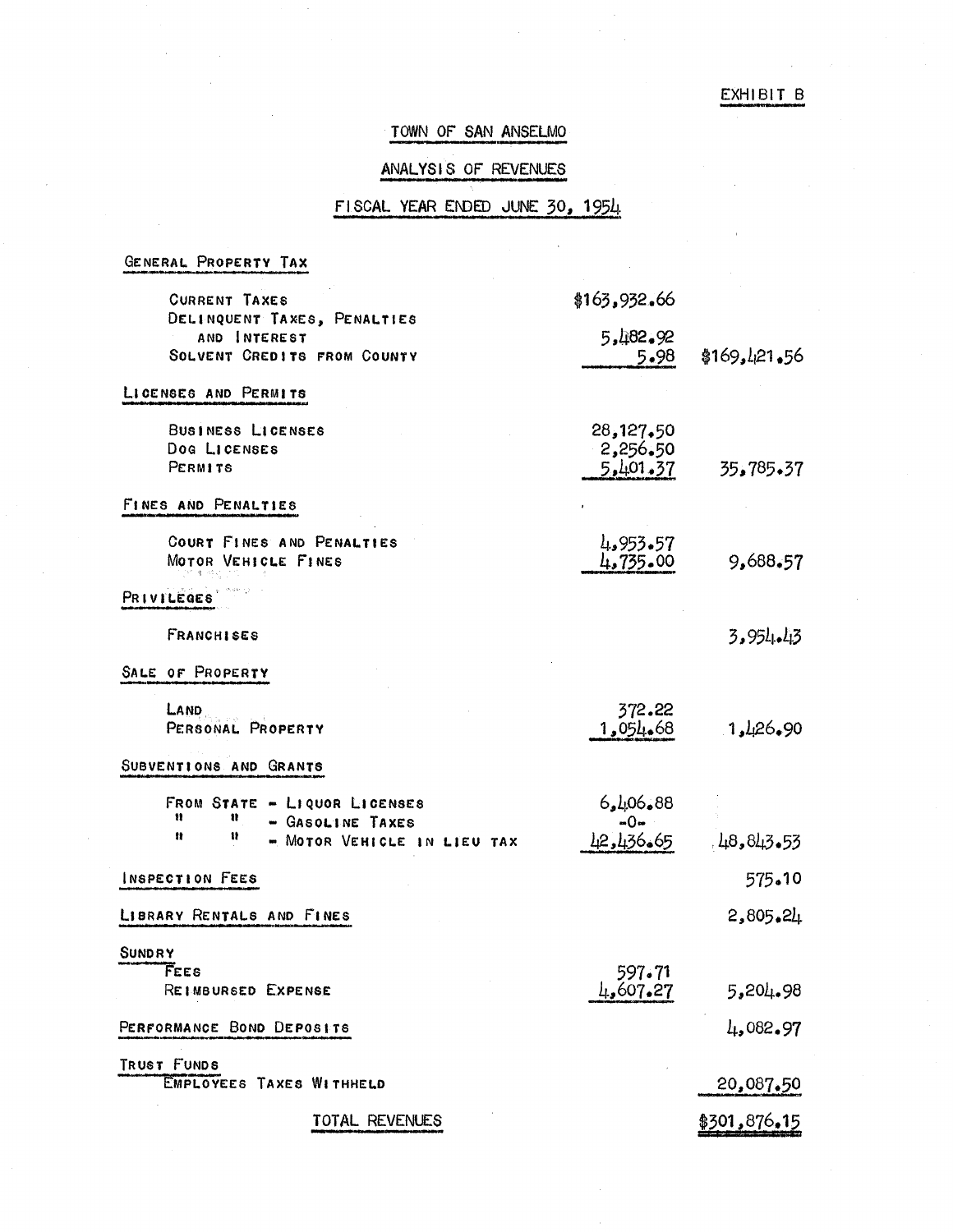EXHIBIT B

# TOWN OF SAN ANSELMO

## ANALYSIS OF REVENUES

## FISCAL YEAR ENDED JUNE 30, 1954

| | | |
|---|---|---|
| **GENERAL PROPERTY TAX** | | |
| CURRENT TAXES | $163,932.66 | |
| DELINQUENT TAXES, PENALTIES AND INTEREST | 5,482.92 | |
| SOLVENT CREDITS FROM COUNTY | 5.98 | $169,421.56 |
| **LICENSES AND PERMITS** | | |
| BUSINESS LICENSES | 28,127.50 | |
| DOG LICENSES | 2,256.50 | |
| PERMITS | 5,401.37 | 35,785.37 |
| **FINES AND PENALTIES** | | |
| COURT FINES AND PENALTIES | 4,953.57 | |
| MOTOR VEHICLE FINES | 4,735.00 | 9,688.57 |
| **PRIVILEGES** | | |
| FRANCHISES | | 3,954.43 |
| **SALE OF PROPERTY** | | |
| LAND | 372.22 | |
| PERSONAL PROPERTY | 1,054.68 | 1,426.90 |
| **SUBVENTIONS AND GRANTS** | | |
| FROM STATE - LIQUOR LICENSES | 6,406.88 | |
| " " - GASOLINE TAXES | -0- | |
| " " - MOTOR VEHICLE IN LIEU TAX | 42,436.65 | 48,843.53 |
| **INSPECTION FEES** | | 575.10 |
| **LIBRARY RENTALS AND FINES** | | 2,805.24 |
| **SUNDRY** | | |
| FEES | 597.71 | |
| REIMBURSED EXPENSE | 4,607.27 | 5,204.98 |
| **PERFORMANCE BOND DEPOSITS** | | 4,082.97 |
| **TRUST FUNDS** | | |
| EMPLOYEES TAXES WITHHELD | | 20,087.50 |
| TOTAL REVENUES | | $301,876.15 |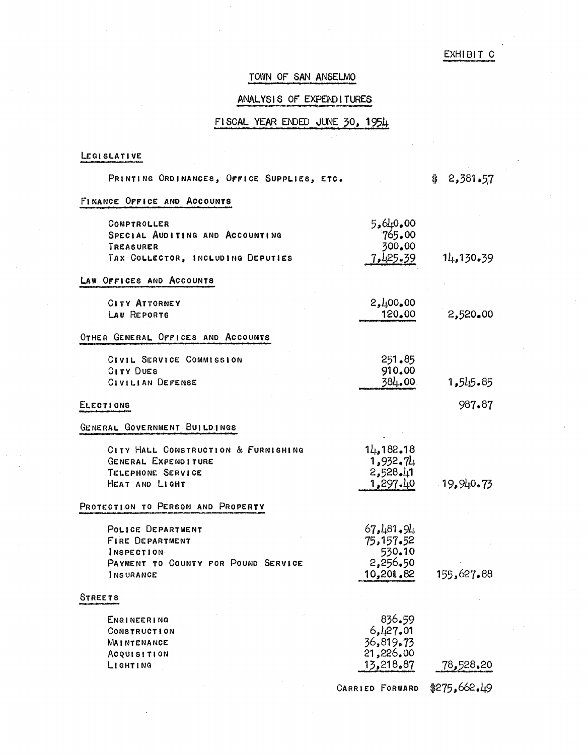EXHIBIT C

# TOWN OF SAN ANSELMO

## ANALYSIS OF EXPENDITURES

## FISCAL YEAR ENDED JUNE 30, 1954

| | | |
|---|---|---|
| **LEGISLATIVE** | | |
| PRINTING ORDINANCES, OFFICE SUPPLIES, ETC. | | $ 2,381.57 |
| **FINANCE OFFICE AND ACCOUNTS** | | |
| COMPTROLLER | 5,640.00 | |
| SPECIAL AUDITING AND ACCOUNTING | 765.00 | |
| TREASURER | 300.00 | |
| TAX COLLECTOR, INCLUDING DEPUTIES | 7,425.39 | 14,130.39 |
| **LAW OFFICES AND ACCOUNTS** | | |
| CITY ATTORNEY | 2,400.00 | |
| LAW REPORTS | 120.00 | 2,520.00 |
| **OTHER GENERAL OFFICES AND ACCOUNTS** | | |
| CIVIL SERVICE COMMISSION | 251.85 | |
| CITY DUES | 910.00 | |
| CIVILIAN DEFENSE | 384.00 | 1,545.85 |
| **ELECTIONS** | | 987.87 |
| **GENERAL GOVERNMENT BUILDINGS** | | |
| CITY HALL CONSTRUCTION & FURNISHING | 14,182.18 | |
| GENERAL EXPENDITURE | 1,932.74 | |
| TELEPHONE SERVICE | 2,528.41 | |
| HEAT AND LIGHT | 1,297.40 | 19,940.73 |
| **PROTECTION TO PERSON AND PROPERTY** | | |
| POLICE DEPARTMENT | 67,481.94 | |
| FIRE DEPARTMENT | 75,157.52 | |
| INSPECTION | 530.10 | |
| PAYMENT TO COUNTY FOR POUND SERVICE | 2,256.50 | |
| INSURANCE | 10,201.82 | 155,627.88 |
| **STREETS** | | |
| ENGINEERING | 836.59 | |
| CONSTRUCTION | 6,427.01 | |
| MAINTENANCE | 36,819.73 | |
| ACQUISITION | 21,226.00 | |
| LIGHTING | 13,218.87 | 78,528.20 |
| | CARRIED FORWARD | $275,662.49 |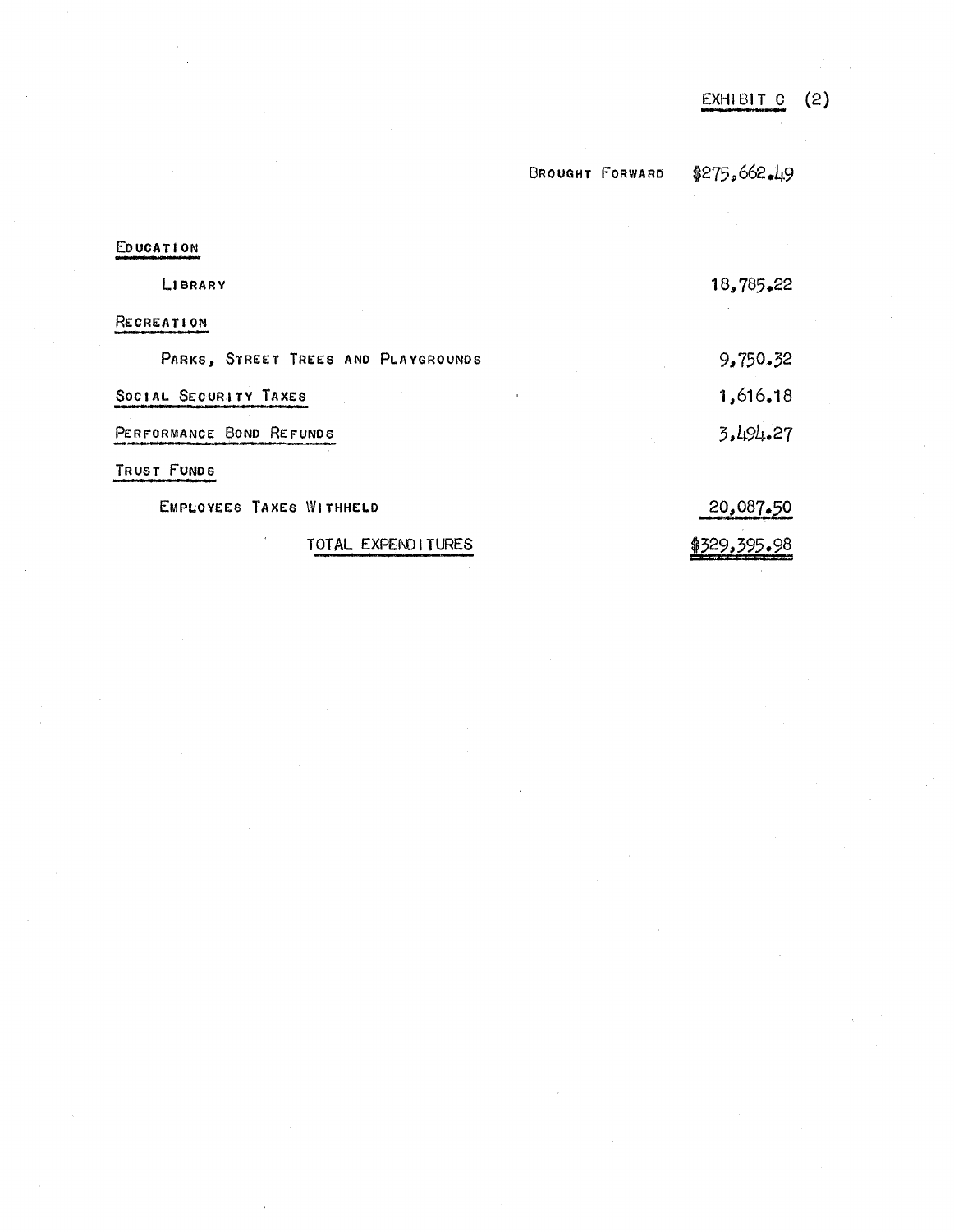EXHIBIT C (2)

| | | |
|---|---|---|
| | BROUGHT FORWARD | $275,662.49 |
| EDUCATION | | |
| LIBRARY | | 18,785.22 |
| RECREATION | | |
| PARKS, STREET TREES AND PLAYGROUNDS | | 9,750.32 |
| SOCIAL SECURITY TAXES | | 1,616.18 |
| PERFORMANCE BOND REFUNDS | | 3,494.27 |
| TRUST FUNDS | | |
| EMPLOYEES TAXES WITHHELD | | 20,087.50 |
| TOTAL EXPENDITURES | | $329,395.98 |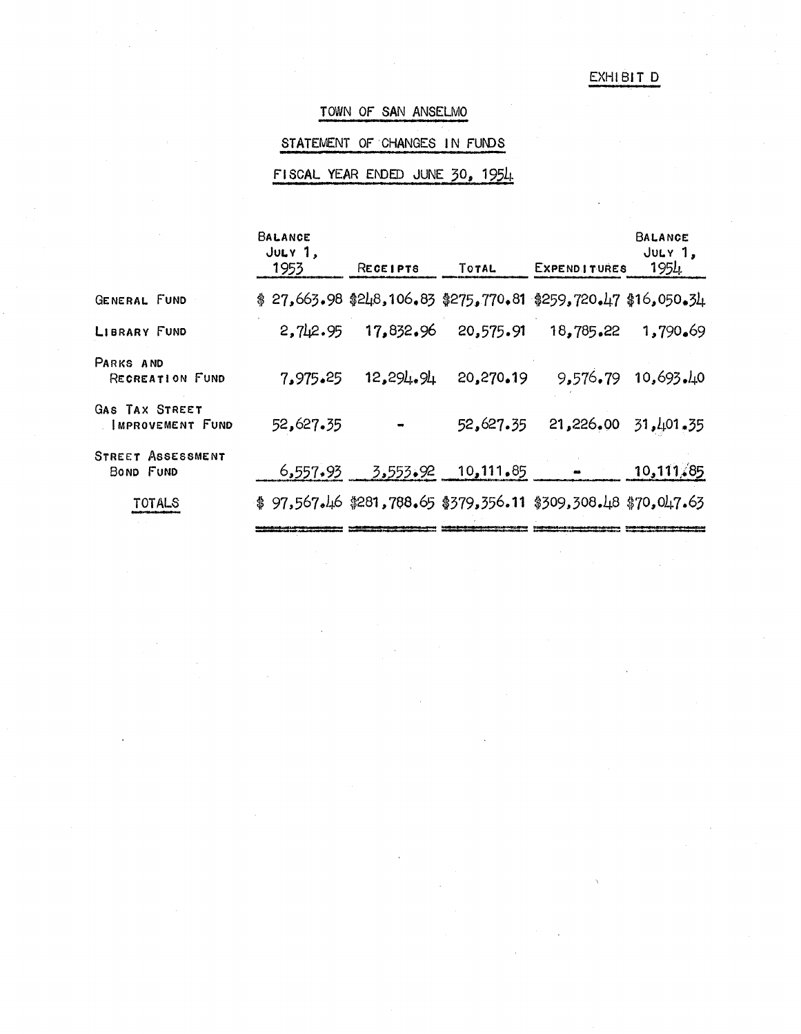EXHIBIT D

# TOWN OF SAN ANSELMO

## STATEMENT OF CHANGES IN FUNDS

## FISCAL YEAR ENDED JUNE 30, 1954

| | Balance July 1, 1953 | Receipts | Total | Expenditures | Balance July 1, 1954 |
|---|---|---|---|---|---|
| General Fund | $ 27,663.98 | $248,106.83 | $275,770.81 | $259,720.47 | $16,050.34 |
| Library Fund | 2,742.95 | 17,832.96 | 20,575.91 | 18,785.22 | 1,790.69 |
| Parks and Recreation Fund | 7,975.25 | 12,294.94 | 20,270.19 | 9,576.79 | 10,693.40 |
| Gas Tax Street Improvement Fund | 52,627.35 | - | 52,627.35 | 21,226.00 | 31,401.35 |
| Street Assessment Bond Fund | 6,557.93 | 3,553.92 | 10,111.85 | - | 10,111.85 |
| TOTALS | $ 97,567.46 | $281,788.65 | $379,356.11 | $309,308.48 | $70,047.63 |